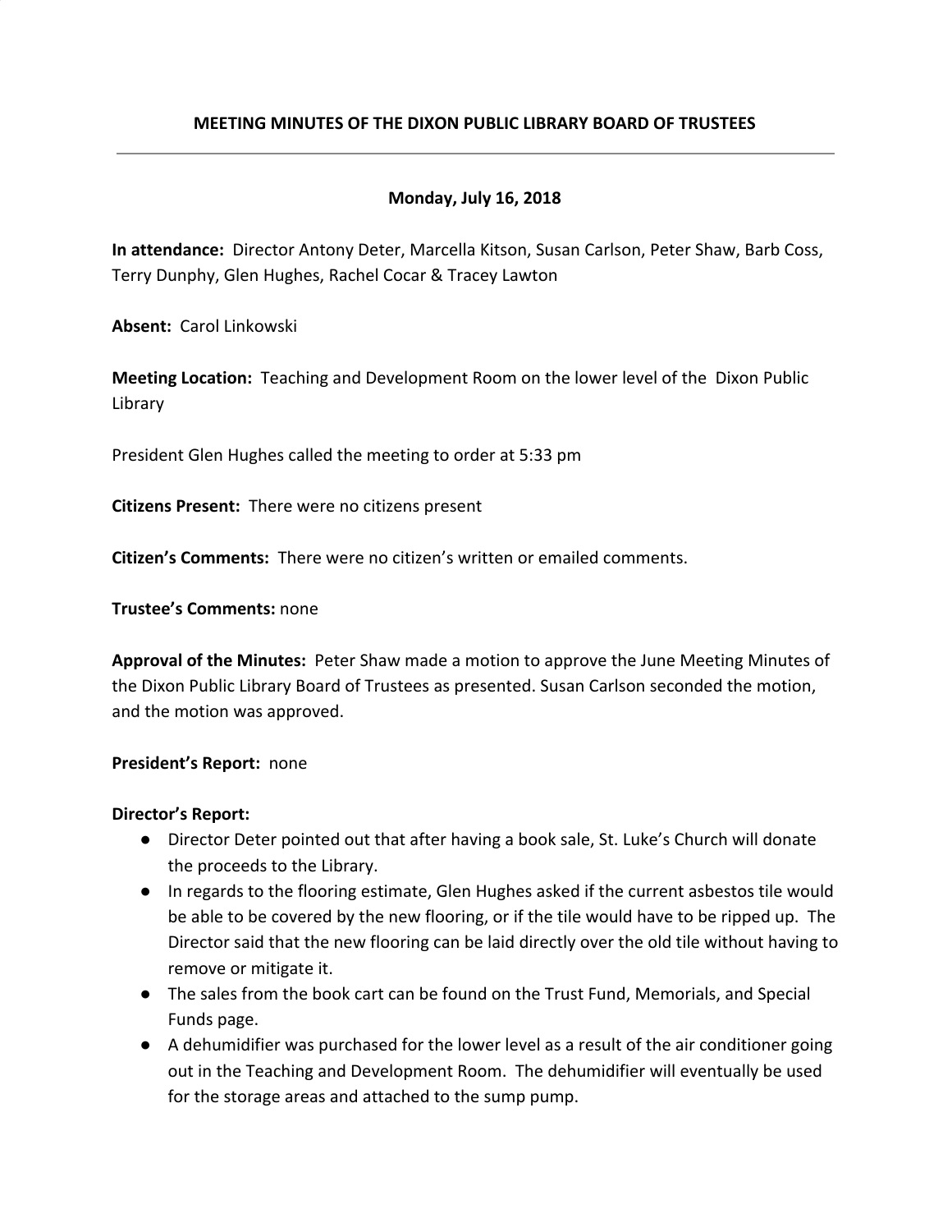# MEETING MINUTES OF THE DIXON PUBLIC LIBRARY BOARD OF TRUSTEES

**Monday, July 16, 2018**

**In attendance:** Director Antony Deter, Marcella Kitson, Susan Carlson, Peter Shaw, Barb Coss, Terry Dunphy, Glen Hughes, Rachel Cocar & Tracey Lawton

**Absent:** Carol Linkowski

**Meeting Location:** Teaching and Development Room on the lower level of the Dixon Public Library

President Glen Hughes called the meeting to order at 5:33 pm

**Citizens Present:** There were no citizens present

**Citizen's Comments:** There were no citizen's written or emailed comments.

**Trustee's Comments:** none

**Approval of the Minutes:** Peter Shaw made a motion to approve the June Meeting Minutes of the Dixon Public Library Board of Trustees as presented. Susan Carlson seconded the motion, and the motion was approved.

**President's Report:** none

**Director's Report:**

- Director Deter pointed out that after having a book sale, St. Luke's Church will donate the proceeds to the Library.
- In regards to the flooring estimate, Glen Hughes asked if the current asbestos tile would be able to be covered by the new flooring, or if the tile would have to be ripped up. The Director said that the new flooring can be laid directly over the old tile without having to remove or mitigate it.
- The sales from the book cart can be found on the Trust Fund, Memorials, and Special Funds page.
- A dehumidifier was purchased for the lower level as a result of the air conditioner going out in the Teaching and Development Room. The dehumidifier will eventually be used for the storage areas and attached to the sump pump.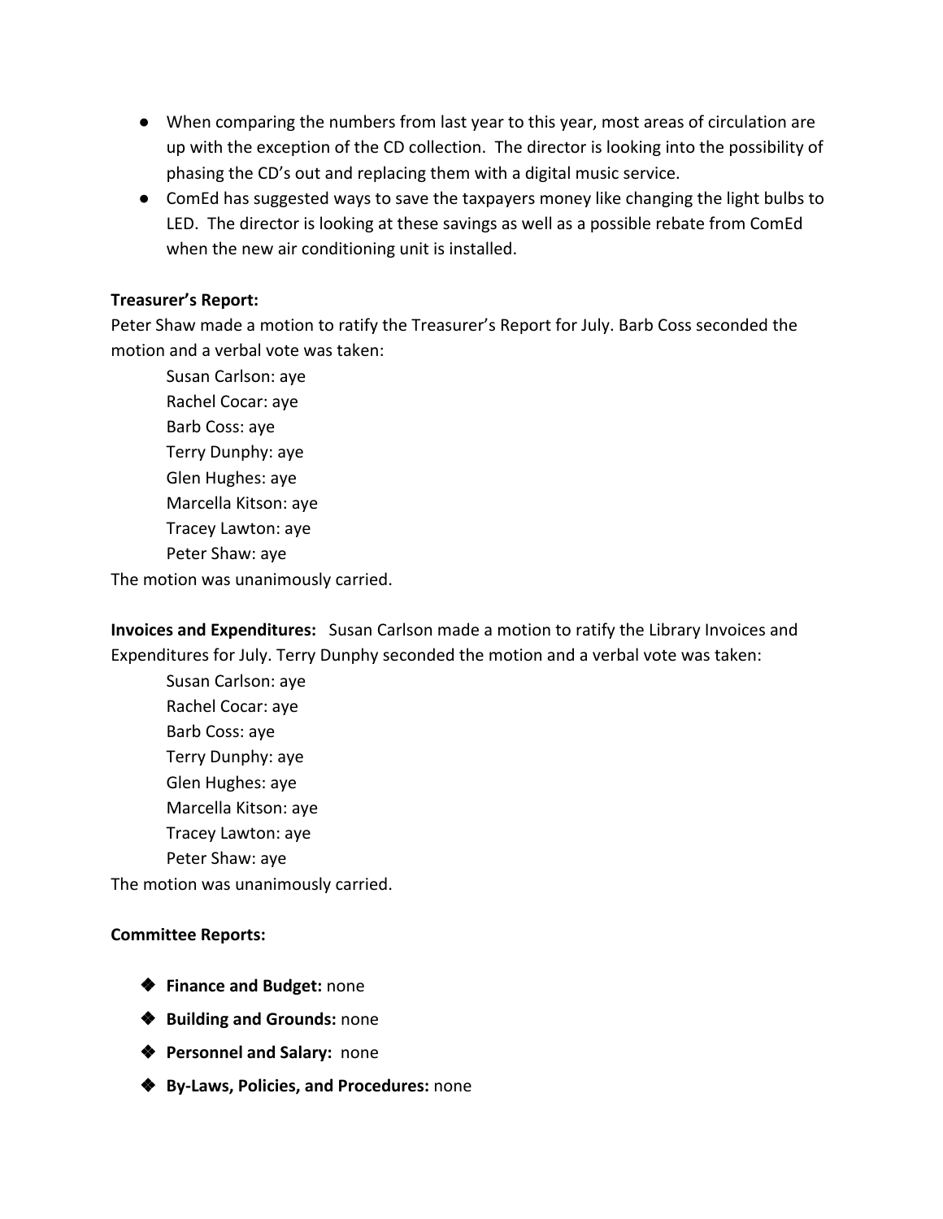- When comparing the numbers from last year to this year, most areas of circulation are up with the exception of the CD collection. The director is looking into the possibility of phasing the CD's out and replacing them with a digital music service.
- ComEd has suggested ways to save the taxpayers money like changing the light bulbs to LED. The director is looking at these savings as well as a possible rebate from ComEd when the new air conditioning unit is installed.

**Treasurer's Report:**

Peter Shaw made a motion to ratify the Treasurer's Report for July. Barb Coss seconded the motion and a verbal vote was taken:

Susan Carlson: aye
Rachel Cocar: aye
Barb Coss: aye
Terry Dunphy: aye
Glen Hughes: aye
Marcella Kitson: aye
Tracey Lawton: aye
Peter Shaw: aye

The motion was unanimously carried.

**Invoices and Expenditures:** Susan Carlson made a motion to ratify the Library Invoices and Expenditures for July. Terry Dunphy seconded the motion and a verbal vote was taken:

Susan Carlson: aye
Rachel Cocar: aye
Barb Coss: aye
Terry Dunphy: aye
Glen Hughes: aye
Marcella Kitson: aye
Tracey Lawton: aye
Peter Shaw: aye

The motion was unanimously carried.

**Committee Reports:**

- **Finance and Budget:** none
- **Building and Grounds:** none
- **Personnel and Salary:** none
- **By-Laws, Policies, and Procedures:** none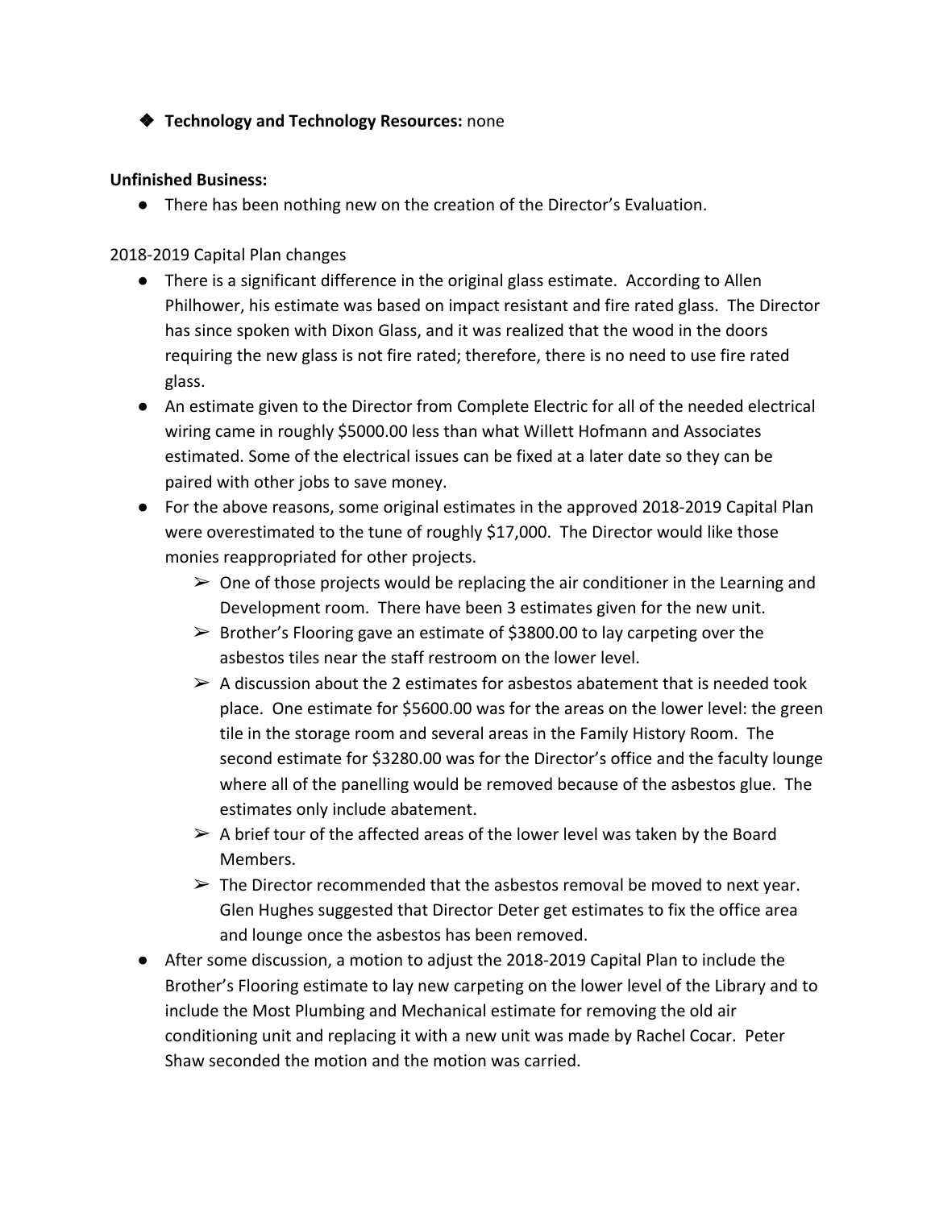- **Technology and Technology Resources:** none

**Unfinished Business:**

- There has been nothing new on the creation of the Director's Evaluation.

2018-2019 Capital Plan changes

- There is a significant difference in the original glass estimate. According to Allen Philhower, his estimate was based on impact resistant and fire rated glass. The Director has since spoken with Dixon Glass, and it was realized that the wood in the doors requiring the new glass is not fire rated; therefore, there is no need to use fire rated glass.
- An estimate given to the Director from Complete Electric for all of the needed electrical wiring came in roughly $5000.00 less than what Willett Hofmann and Associates estimated. Some of the electrical issues can be fixed at a later date so they can be paired with other jobs to save money.
- For the above reasons, some original estimates in the approved 2018-2019 Capital Plan were overestimated to the tune of roughly $17,000. The Director would like those monies reappropriated for other projects.
    - One of those projects would be replacing the air conditioner in the Learning and Development room. There have been 3 estimates given for the new unit.
    - Brother's Flooring gave an estimate of $3800.00 to lay carpeting over the asbestos tiles near the staff restroom on the lower level.
    - A discussion about the 2 estimates for asbestos abatement that is needed took place. One estimate for $5600.00 was for the areas on the lower level: the green tile in the storage room and several areas in the Family History Room. The second estimate for $3280.00 was for the Director's office and the faculty lounge where all of the panelling would be removed because of the asbestos glue. The estimates only include abatement.
    - A brief tour of the affected areas of the lower level was taken by the Board Members.
    - The Director recommended that the asbestos removal be moved to next year. Glen Hughes suggested that Director Deter get estimates to fix the office area and lounge once the asbestos has been removed.
- After some discussion, a motion to adjust the 2018-2019 Capital Plan to include the Brother's Flooring estimate to lay new carpeting on the lower level of the Library and to include the Most Plumbing and Mechanical estimate for removing the old air conditioning unit and replacing it with a new unit was made by Rachel Cocar. Peter Shaw seconded the motion and the motion was carried.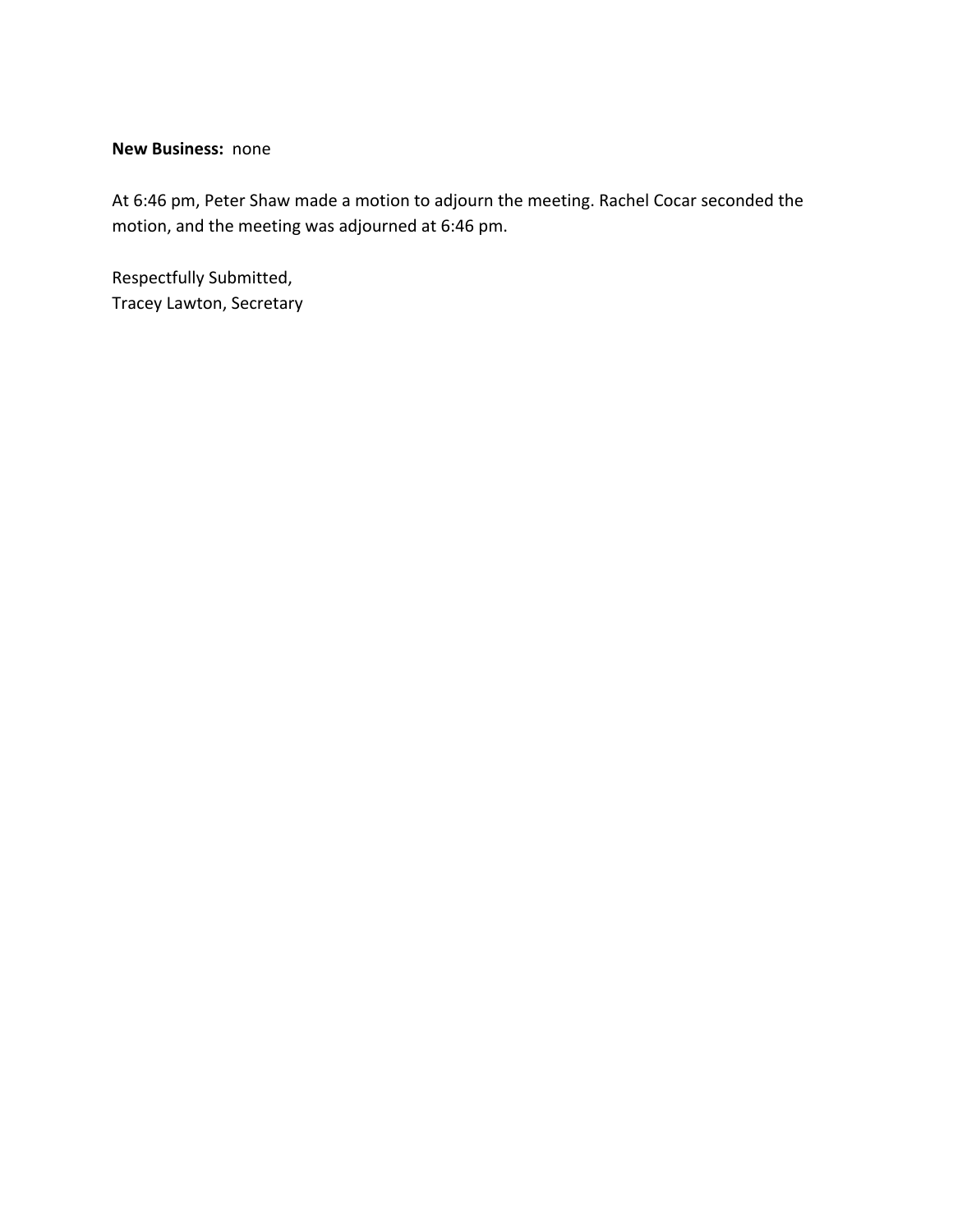**New Business:** none

At 6:46 pm, Peter Shaw made a motion to adjourn the meeting. Rachel Cocar seconded the motion, and the meeting was adjourned at 6:46 pm.

Respectfully Submitted,
Tracey Lawton, Secretary